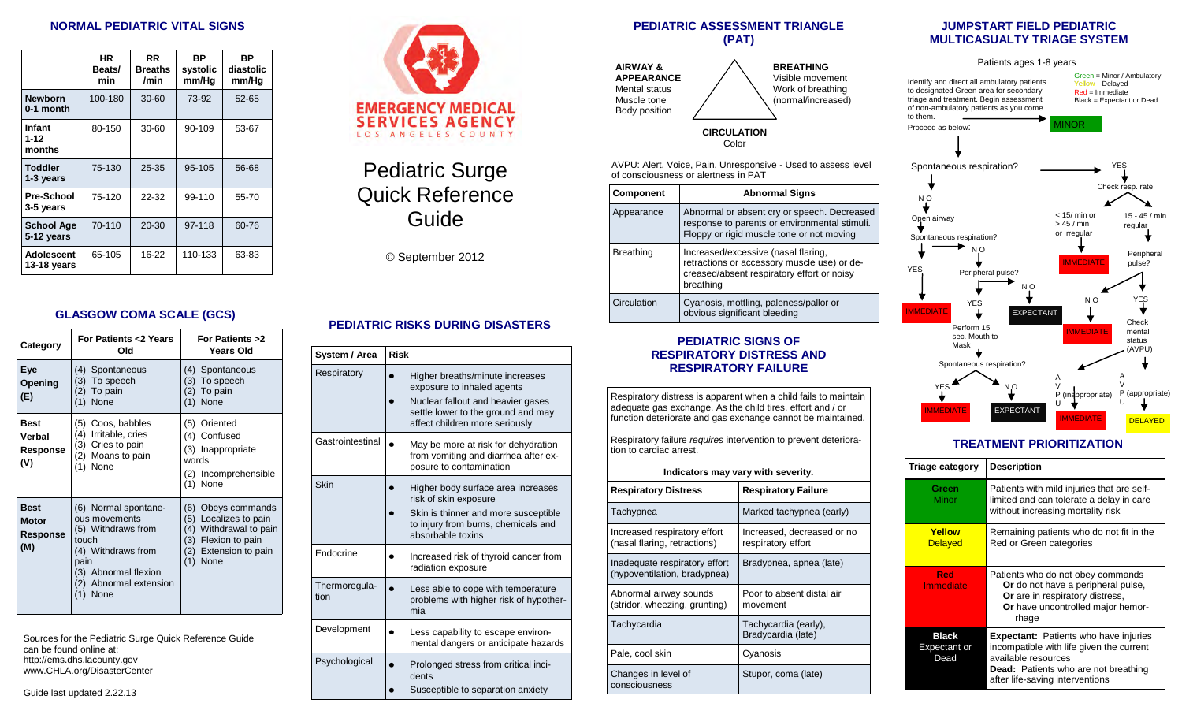## NORMAL PEDIATRIC VITAL SIGNS

| | HR Beats/ min | RR Breaths /min | BP systolic mmHg | BP diastolic mmHg |
|---|---|---|---|---|
| **Newborn 0-1 month** | 100-180 | 30-60 | 73-92 | 52-65 |
| **Infant 1-12 months** | 80-150 | 30-60 | 90-109 | 53-67 |
| **Toddler 1-3 years** | 75-130 | 25-35 | 95-105 | 56-68 |
| **Pre-School 3-5 years** | 75-120 | 22-32 | 99-110 | 55-70 |
| **School Age 5-12 years** | 70-110 | 20-30 | 97-118 | 60-76 |
| **Adolescent 13-18 years** | 65-105 | 16-22 | 110-133 | 63-83 |

## GLASGOW COMA SCALE (GCS)

| Category | For Patients <2 Years Old | For Patients >2 Years Old |
|---|---|---|
| **Eye Opening (E)** | (4) Spontaneous<br>(3) To speech<br>(2) To pain<br>(1) None | (4) Spontaneous<br>(3) To speech<br>(2) To pain<br>(1) None |
| **Best Verbal Response (V)** | (5) Coos, babbles<br>(4) Irritable, cries<br>(3) Cries to pain<br>(2) Moans to pain<br>(1) None | (5) Oriented<br>(4) Confused<br>(3) Inappropriate words<br>(2) Incomprehensible<br>(1) None |
| **Best Motor Response (M)** | (6) Normal spontaneous movements<br>(5) Withdraws from touch<br>(4) Withdraws from pain<br>(3) Abnormal flexion<br>(2) Abnormal extension<br>(1) None | (6) Obeys commands<br>(5) Localizes to pain<br>(4) Withdrawal to pain<br>(3) Flexion to pain<br>(2) Extension to pain<br>(1) None |

Sources for the Pediatric Surge Quick Reference Guide can be found online at:
http://ems.dhs.lacounty.gov
www.CHLA.org/DisasterCenter

Guide last updated 2.22.13

EMERGENCY MEDICAL SERVICES AGENCY
LOS ANGELES COUNTY

# Pediatric Surge Quick Reference Guide

© September 2012

## PEDIATRIC RISKS DURING DISASTERS

| System / Area | Risk |
|---|---|
| Respiratory | • Higher breaths/minute increases exposure to inhaled agents<br>• Nuclear fallout and heavier gases settle lower to the ground and may affect children more seriously |
| Gastrointestinal | • May be more at risk for dehydration from vomiting and diarrhea after exposure to contamination |
| Skin | • Higher body surface area increases risk of skin exposure<br>• Skin is thinner and more susceptible to injury from burns, chemicals and absorbable toxins |
| Endocrine | • Increased risk of thyroid cancer from radiation exposure |
| Thermoregulation | • Less able to cope with temperature problems with higher risk of hypothermia |
| Development | • Less capability to escape environmental dangers or anticipate hazards |
| Psychological | • Prolonged stress from critical incidents<br>• Susceptible to separation anxiety |

## PEDIATRIC ASSESSMENT TRIANGLE (PAT)

**AIRWAY & APPEARANCE**
Mental status
Muscle tone
Body position

**BREATHING**
Visible movement
Work of breathing (normal/increased)

**CIRCULATION**
Color

AVPU: Alert, Voice, Pain, Unresponsive - Used to assess level of consciousness or alertness in PAT

| Component | Abnormal Signs |
|---|---|
| Appearance | Abnormal or absent cry or speech. Decreased response to parents or environmental stimuli. Floppy or rigid muscle tone or not moving |
| Breathing | Increased/excessive (nasal flaring, retractions or accessory muscle use) or decreased/absent respiratory effort or noisy breathing |
| Circulation | Cyanosis, mottling, paleness/pallor or obvious significant bleeding |

## PEDIATRIC SIGNS OF RESPIRATORY DISTRESS AND RESPIRATORY FAILURE

Respiratory distress is apparent when a child fails to maintain adequate gas exchange. As the child tires, effort and / or function deteriorate and gas exchange cannot be maintained.

Respiratory failure *requires* intervention to prevent deterioration to cardiac arrest.

**Indicators may vary with severity.**

| Respiratory Distress | Respiratory Failure |
|---|---|
| Tachypnea | Marked tachypnea (early) |
| Increased respiratory effort (nasal flaring, retractions) | Increased, decreased or no respiratory effort |
| Inadequate respiratory effort (hypoventilation, bradypnea) | Bradypnea, apnea (late) |
| Abnormal airway sounds (stridor, wheezing, grunting) | Poor to absent distal air movement |
| Tachycardia | Tachycardia (early), Bradycardia (late) |
| Pale, cool skin | Cyanosis |
| Changes in level of consciousness | Stupor, coma (late) |

## JUMPSTART FIELD PEDIATRIC MULTICASUALTY TRIAGE SYSTEM

Patients ages 1-8 years

Green = Minor / Ambulatory
Yellow—Delayed
Red = Immediate
Black = Expectant or Dead

Identify and direct all ambulatory patients to designated Green area for secondary triage and treatment. Begin assessment of non-ambulatory patients as you come to them. → MINOR

Proceed as below:

- Spontaneous respiration?
  - NO → Open airway → Spontaneous respiration?
    - YES → IMMEDIATE
    - NO → Peripheral pulse?
      - NO → EXPECTANT
      - YES → Perform 15 sec. Mouth to Mask → Spontaneous respiration?
        - YES → IMMEDIATE
        - NO → EXPECTANT
  - YES → Check resp. rate
    - < 15/ min or > 45 / min or irregular → IMMEDIATE
    - 15 - 45 / min regular → Peripheral pulse?
      - NO → IMMEDIATE
      - YES → Check mental status (AVPU)
        - A V P (inappropriate) U → IMMEDIATE
        - A V P (appropriate) U → DELAYED

## TREATMENT PRIORITIZATION

| Triage category | Description |
|---|---|
| **Green** Minor | Patients with mild injuries that are self-limited and can tolerate a delay in care without increasing mortality risk |
| **Yellow** Delayed | Remaining patients who do not fit in the Red or Green categories |
| **Red** Immediate | Patients who do not obey commands **Or** do not have a peripheral pulse, **Or** are in respiratory distress, **Or** have uncontrolled major hemorrhage |
| **Black** Expectant or Dead | **Expectant:** Patients who have injuries incompatible with life given the current available resources<br>**Dead:** Patients who are not breathing after life-saving interventions |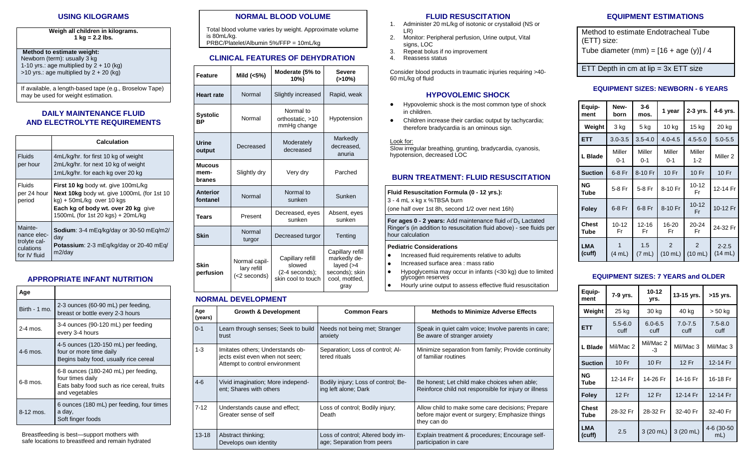## USING KILOGRAMS

| **Weigh all children in kilograms. 1 kg = 2.2 lbs.** |
|---|
| **Method to estimate weight:** Newborn (term): usually 3 kg<br>1-10 yrs.: age multiplied by 2 + 10 (kg)<br>>10 yrs.: age multiplied by 2 + 20 (kg) |
| If available, a length-based tape (e.g., Broselow Tape) may be used for weight estimation. |

## DAILY MAINTENANCE FLUID AND ELECTROLYTE REQUIREMENTS

| | Calculation |
|---|---|
| Fluids per hour | 4mL/kg/hr. for first 10 kg of weight<br>2mL/kg/hr. for next 10 kg of weight<br>1mL/kg/hr. for each kg over 20 kg |
| Fluids per 24 hour period | **First 10 kg** body wt. give 100mL/kg<br>**Next 10kg** body wt. give 1000mL (for 1st 10 kg) + 50mL/kg over 10 kgs<br>**Each kg of body wt. over 20 kg** give 1500mL (for 1st 20 kgs) + 20mL/kg |
| Maintenance electrolyte calculations for IV fluid | **Sodium**: 3-4 mEq/kg/day or 30-50 mEq/m2/day<br>**Potassium**: 2-3 mEq/kg/day or 20-40 mEq/m2/day |

## APPROPRIATE INFANT NUTRITION

| Age | |
|---|---|
| Birth - 1 mo. | 2-3 ounces (60-90 mL) per feeding, breast or bottle every 2-3 hours |
| 2-4 mos. | 3-4 ounces (90-120 mL) per feeding every 3-4 hours |
| 4-6 mos. | 4-5 ounces (120-150 mL) per feeding, four or more time daily<br>Begins baby food, usually rice cereal |
| 6-8 mos. | 6-8 ounces (180-240 mL) per feeding, four times daily<br>Eats baby food such as rice cereal, fruits and vegetables |
| 8-12 mos. | 6 ounces (180 mL) per feeding, four times a day,<br>Soft finger foods |

Breastfeeding is best—support mothers with safe locations to breastfeed and remain hydrated

## NORMAL BLOOD VOLUME

Total blood volume varies by weight. Approximate volume is 80mL/kg.
PRBC/Platelet/Albumin 5%/FFP = 10mL/kg

## CLINICAL FEATURES OF DEHYDRATION

| Feature | Mild (<5%) | Moderate (5% to 10%) | Severe (>10%) |
|---|---|---|---|
| **Heart rate** | Normal | Slightly increased | Rapid, weak |
| **Systolic BP** | Normal | Normal to orthostatic, >10 mmHg change | Hypotension |
| **Urine output** | Decreased | Moderately decreased | Markedly decreased, anuria |
| **Mucous membranes** | Slightly dry | Very dry | Parched |
| **Anterior fontanel** | Normal | Normal to sunken | Sunken |
| **Tears** | Present | Decreased, eyes sunken | Absent, eyes sunken |
| **Skin** | Normal turgor | Decreased turgor | Tenting |
| **Skin perfusion** | Normal capillary refill (<2 seconds) | Capillary refill slowed (2-4 seconds); skin cool to touch | Capillary refill markedly delayed (>4 seconds); skin cool, mottled, gray |

## FLUID RESUSCITATION

1. Administer 20 mL/kg of isotonic or crystalloid (NS or LR)
2. Monitor: Peripheral perfusion, Urine output, Vital signs, LOC
3. Repeat bolus if no improvement
4. Reassess status

Consider blood products in traumatic injuries requiring >40-60 mL/kg of fluid

## HYPOVOLEMIC SHOCK

- Hypovolemic shock is the most common type of shock in children.
- Children increase their cardiac output by tachycardia; therefore bradycardia is an ominous sign.

Look for:
Slow irregular breathing, grunting, bradycardia, cyanosis, hypotension, decreased LOC

## BURN TREATMENT: FLUID RESUSCITATION

**Fluid Resuscitation Formula (0 - 12 yrs.):**
3 - 4 mL x kg x %TBSA burn
(one half over 1st 8h, second 1/2 over next 16h)

**For ages 0 - 2 years:** Add maintenance fluid of $D_5$ Lactated Ringer's (in addition to resuscitation fluid above) - see fluids per hour calculation

**Pediatric Considerations**
- Increased fluid requirements relative to adults
- Increased surface area : mass ratio
- Hypoglycemia may occur in infants (<30 kg) due to limited glycogen reserves
- Hourly urine output to assess effective fluid resuscitation

## NORMAL DEVELOPMENT

| Age (years) | Growth & Development | Common Fears | Methods to Minimize Adverse Effects |
|---|---|---|---|
| 0-1 | Learn through senses; Seek to build trust | Needs not being met; Stranger anxiety | Speak in quiet calm voice; Involve parents in care; Be aware of stranger anxiety |
| 1-3 | Imitates others; Understands objects exist even when not seen; Attempt to control environment | Separation; Loss of control; Altered rituals | Minimize separation from family; Provide continuity of familiar routines |
| 4-6 | Vivid imagination; More independent; Shares with others | Bodily injury; Loss of control; Being left alone; Dark | Be honest; Let child make choices when able; Reinforce child not responsible for injury or illness |
| 7-12 | Understands cause and effect; Greater sense of self | Loss of control; Bodily injury; Death | Allow child to make some care decisions; Prepare before major event or surgery; Emphasize things they can do |
| 13-18 | Abstract thinking; Develops own identity | Loss of control; Altered body image; Separation from peers | Explain treatment & procedures; Encourage self-participation in care |

## EQUIPMENT ESTIMATIONS

| Method to estimate Endotracheal Tube (ETT) size:<br>Tube diameter (mm) = [16 + age (y)] / 4 |
|---|
| ETT Depth in cm at lip = 3x ETT size |

### EQUIPMENT SIZES: NEWBORN - 6 YEARS

| Equipment | Newborn | 3-6 mos. | 1 year | 2-3 yrs. | 4-6 yrs. |
|---|---|---|---|---|---|
| **Weight** | 3 kg | 5 kg | 10 kg | 15 kg | 20 kg |
| **ETT** | 3.0-3.5 | 3.5-4.0 | 4.0-4.5 | 4.5-5.0 | 5.0-5.5 |
| **L Blade** | Miller 0-1 | Miller 0-1 | Miller 0-1 | Miller 1-2 | Miller 2 |
| **Suction** | 6-8 Fr | 8-10 Fr | 10 Fr | 10 Fr | 10 Fr |
| **NG Tube** | 5-8 Fr | 5-8 Fr | 8-10 Fr | 10-12 Fr | 12-14 Fr |
| **Foley** | 6-8 Fr | 6-8 Fr | 8-10 Fr | 10-12 Fr | 10-12 Fr |
| **Chest Tube** | 10-12 Fr | 12-16 Fr | 16-20 Fr | 20-24 Fr | 24-32 Fr |
| **LMA (cuff)** | 1 (4 mL) | 1.5 (7 mL) | 2 (10 mL) | 2 (10 mL) | 2-2.5 (14 mL) |

### EQUIPMENT SIZES: 7 YEARS and OLDER

| Equipment | 7-9 yrs. | 10-12 yrs. | 13-15 yrs. | >15 yrs. |
|---|---|---|---|---|
| **Weight** | 25 kg | 30 kg | 40 kg | > 50 kg |
| **ETT** | 5.5-6.0 cuff | 6.0-6.5 cuff | 7.0-7.5 cuff | 7.5-8.0 cuff |
| **L Blade** | Mil/Mac 2 | Mil/Mac 2-3 | Mil/Mac 3 | Mil/Mac 3 |
| **Suction** | 10 Fr | 10 Fr | 12 Fr | 12-14 Fr |
| **NG Tube** | 12-14 Fr | 14-26 Fr | 14-16 Fr | 16-18 Fr |
| **Foley** | 12 Fr | 12 Fr | 12-14 Fr | 12-14 Fr |
| **Chest Tube** | 28-32 Fr | 28-32 Fr | 32-40 Fr | 32-40 Fr |
| **LMA (cuff)** | 2.5 | 3 (20 mL) | 3 (20 mL) | 4-6 (30-50 mL) |